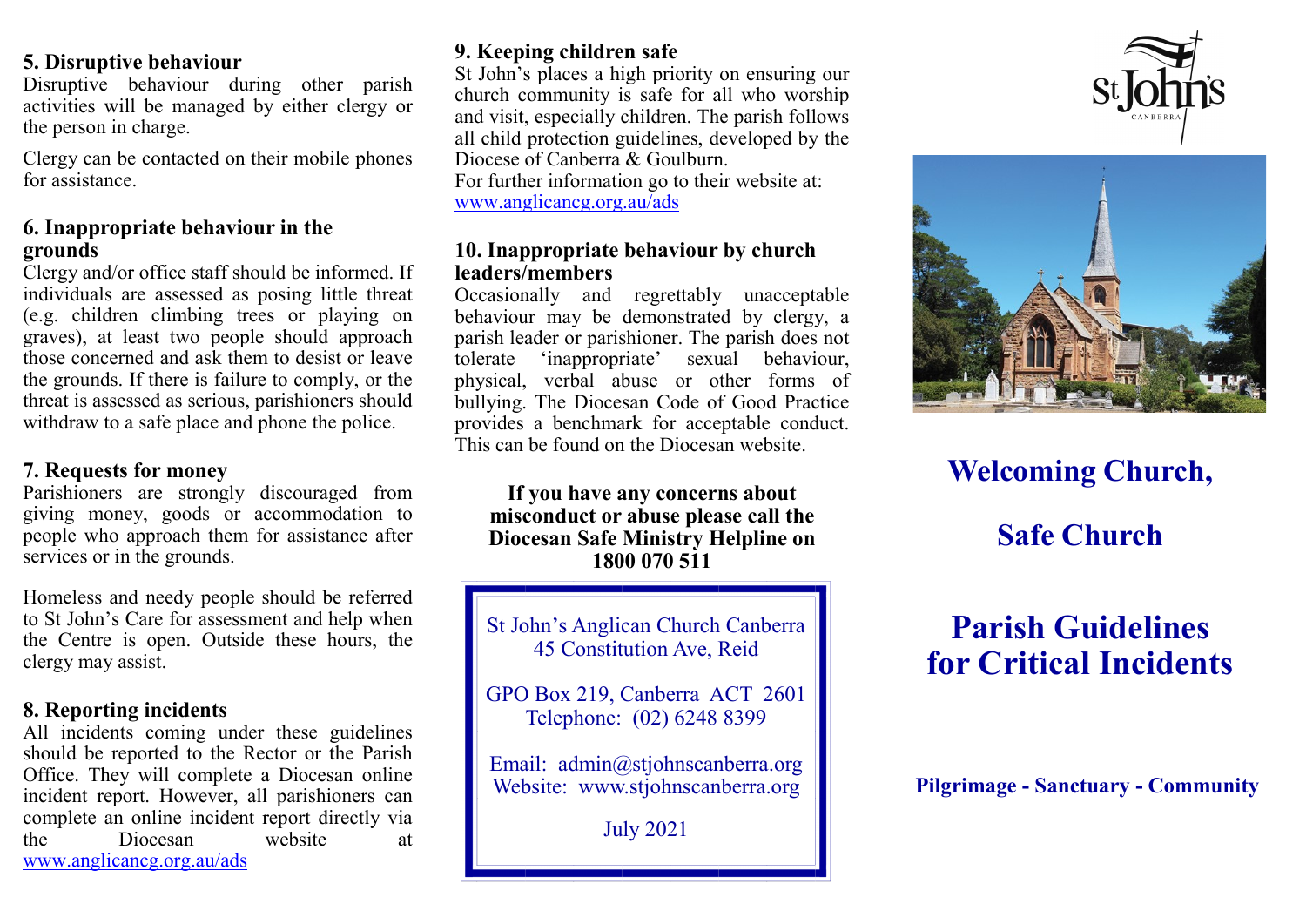## 5. Disruptive behaviour

Disruptive behaviour during other parish activities will be managed by either clergy or the person in charge.

Clergy can be contacted on their mobile phones for assistance.

## 6. Inappropriate behaviour in the grounds

Clergy and/or office staff should be informed. If individuals are assessed as posing little threat (e.g. children climbing trees or playing on graves), at least two people should approach those concerned and ask them to desist or leave the grounds. If there is failure to comply, or the threat is assessed as serious, parishioners should withdraw to a safe place and phone the police.

## 7. Requests for money

Parishioners are strongly discouraged from giving money, goods or accommodation to people who approach them for assistance after services or in the grounds.

Homeless and needy people should be referred to St John's Care for assessment and help when the Centre is open. Outside these hours, the clergy may assist.

## 8. Reporting incidents

All incidents coming under these guidelines should be reported to the Rector or the Parish Office. They will complete a Diocesan online incident report. However, all parishioners can complete an online incident report directly via the Diocesan website at www.anglicancg.org.au/ads

## 9. Keeping children safe

St John's places a high priority on ensuring our church community is safe for all who worship and visit, especially children. The parish follows all child protection guidelines, developed by the Diocese of Canberra & Goulburn.
For further information go to their website at: www.anglicancg.org.au/ads

## 10. Inappropriate behaviour by church leaders/members

Occasionally and regrettably unacceptable behaviour may be demonstrated by clergy, a parish leader or parishioner. The parish does not tolerate 'inappropriate' sexual behaviour, physical, verbal abuse or other forms of bullying. The Diocesan Code of Good Practice provides a benchmark for acceptable conduct. This can be found on the Diocesan website.

**If you have any concerns about misconduct or abuse please call the Diocesan Safe Ministry Helpline on 1800 070 511**

St John's Anglican Church Canberra
45 Constitution Ave, Reid

GPO Box 219, Canberra ACT 2601
Telephone: (02) 6248 8399

Email: admin@stjohnscanberra.org
Website: www.stjohnscanberra.org

July 2021

St John's CANBERRA

# Welcoming Church,

# Safe Church

# Parish Guidelines for Critical Incidents

**Pilgrimage - Sanctuary - Community**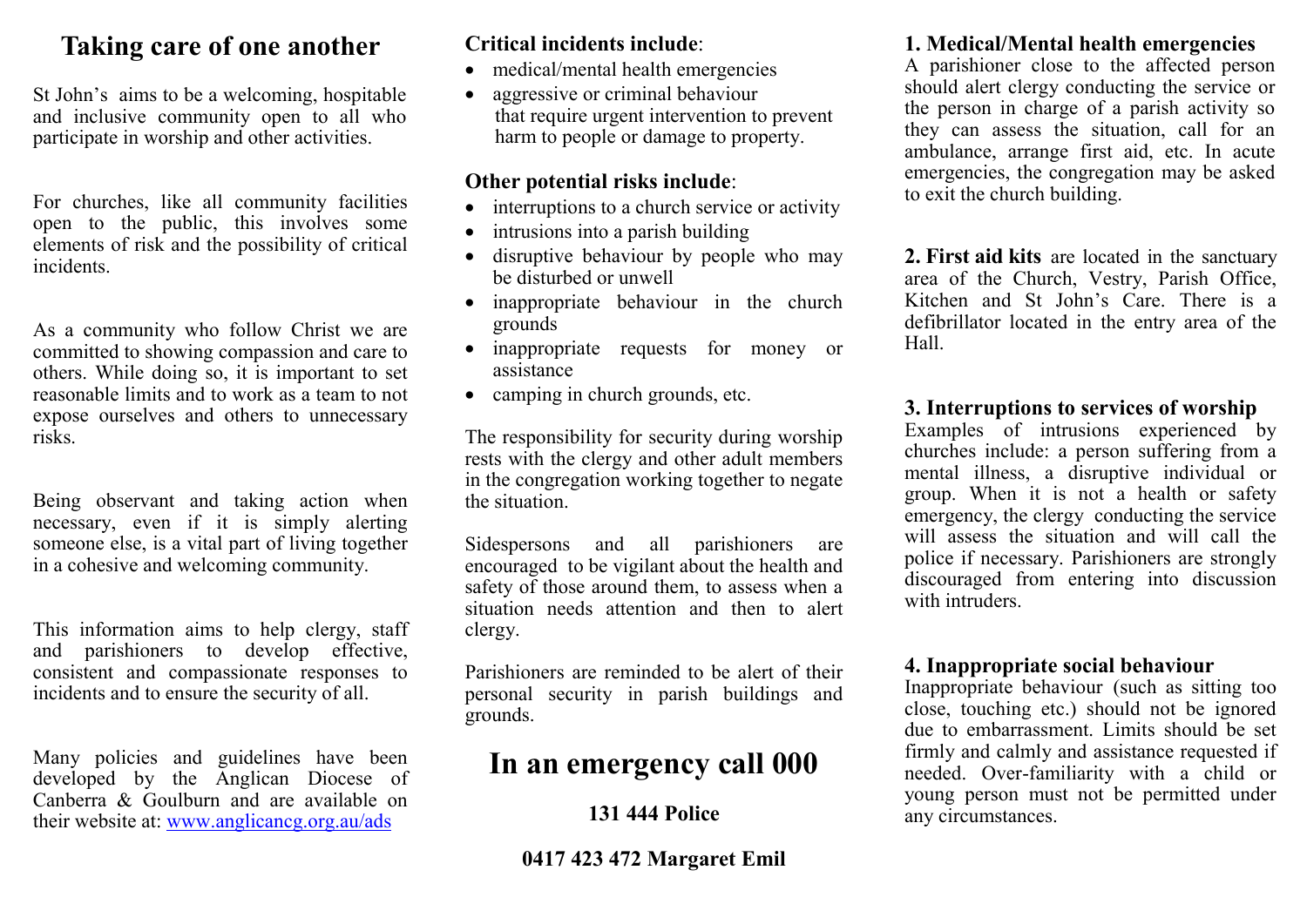# Taking care of one another

St John's aims to be a welcoming, hospitable and inclusive community open to all who participate in worship and other activities.

For churches, like all community facilities open to the public, this involves some elements of risk and the possibility of critical incidents.

As a community who follow Christ we are committed to showing compassion and care to others. While doing so, it is important to set reasonable limits and to work as a team to not expose ourselves and others to unnecessary risks.

Being observant and taking action when necessary, even if it is simply alerting someone else, is a vital part of living together in a cohesive and welcoming community.

This information aims to help clergy, staff and parishioners to develop effective, consistent and compassionate responses to incidents and to ensure the security of all.

Many policies and guidelines have been developed by the Anglican Diocese of Canberra & Goulburn and are available on their website at: [www.anglicancg.org.au/ads](www.anglicancg.org.au/ads)

**Critical incidents include**:

- medical/mental health emergencies
- aggressive or criminal behaviour that require urgent intervention to prevent harm to people or damage to property.

**Other potential risks include**:

- interruptions to a church service or activity
- intrusions into a parish building
- disruptive behaviour by people who may be disturbed or unwell
- inappropriate behaviour in the church grounds
- inappropriate requests for money or assistance
- camping in church grounds, etc.

The responsibility for security during worship rests with the clergy and other adult members in the congregation working together to negate the situation.

Sidespersons and all parishioners are encouraged to be vigilant about the health and safety of those around them, to assess when a situation needs attention and then to alert clergy.

Parishioners are reminded to be alert of their personal security in parish buildings and grounds.

## In an emergency call 000

**131 444 Police**

**0417 423 472 Margaret Emil**

### 1. Medical/Mental health emergencies

A parishioner close to the affected person should alert clergy conducting the service or the person in charge of a parish activity so they can assess the situation, call for an ambulance, arrange first aid, etc. In acute emergencies, the congregation may be asked to exit the church building.

**2. First aid kits** are located in the sanctuary area of the Church, Vestry, Parish Office, Kitchen and St John's Care. There is a defibrillator located in the entry area of the Hall.

### 3. Interruptions to services of worship

Examples of intrusions experienced by churches include: a person suffering from a mental illness, a disruptive individual or group. When it is not a health or safety emergency, the clergy conducting the service will assess the situation and will call the police if necessary. Parishioners are strongly discouraged from entering into discussion with intruders.

### 4. Inappropriate social behaviour

Inappropriate behaviour (such as sitting too close, touching etc.) should not be ignored due to embarrassment. Limits should be set firmly and calmly and assistance requested if needed. Over-familiarity with a child or young person must not be permitted under any circumstances.